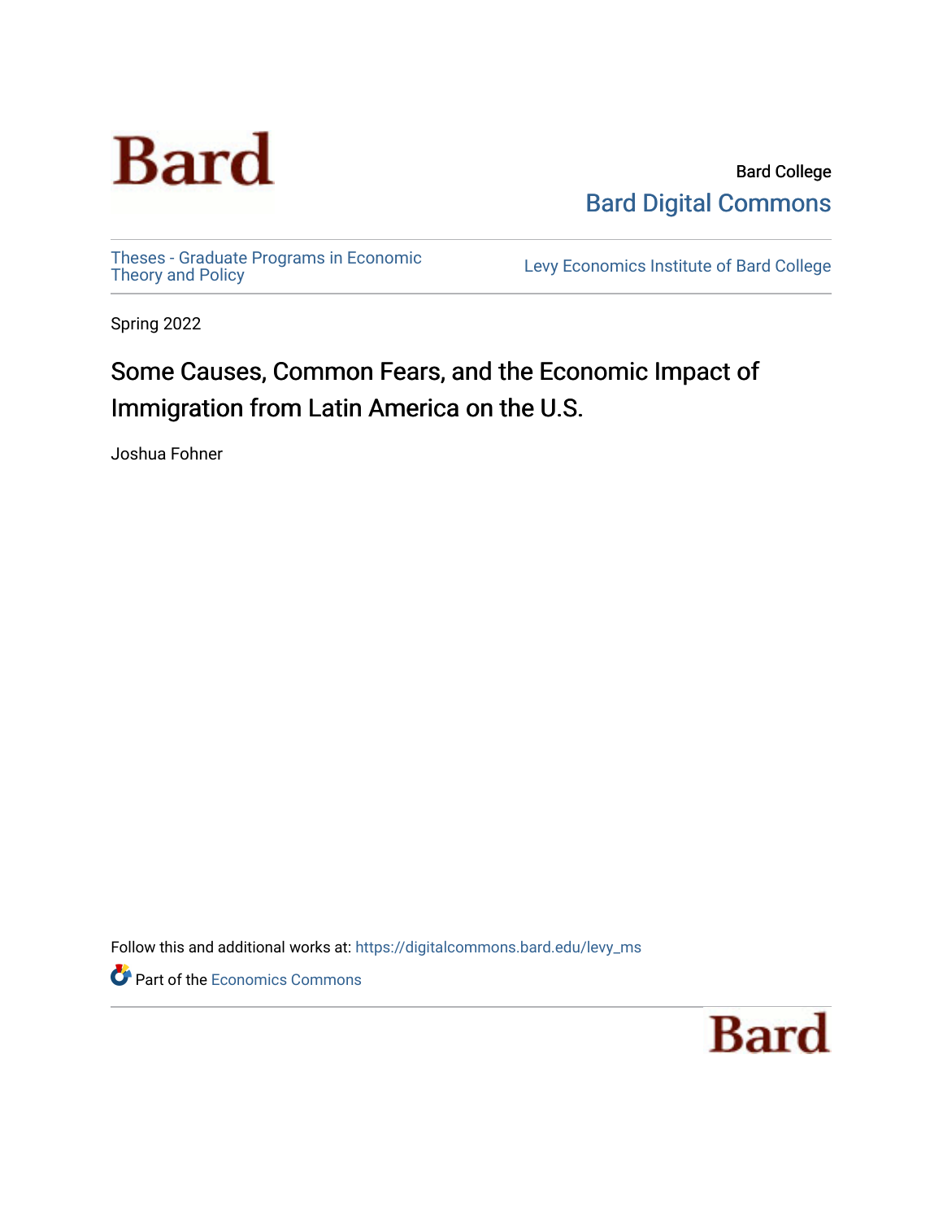Bard College

Bard Digital Commons

Theses - Graduate Programs in Economic Theory and Policy

Levy Economics Institute of Bard College

Spring 2022

# Some Causes, Common Fears, and the Economic Impact of Immigration from Latin America on the U.S.

Joshua Fohner

Follow this and additional works at: https://digitalcommons.bard.edu/levy_ms

Part of the Economics Commons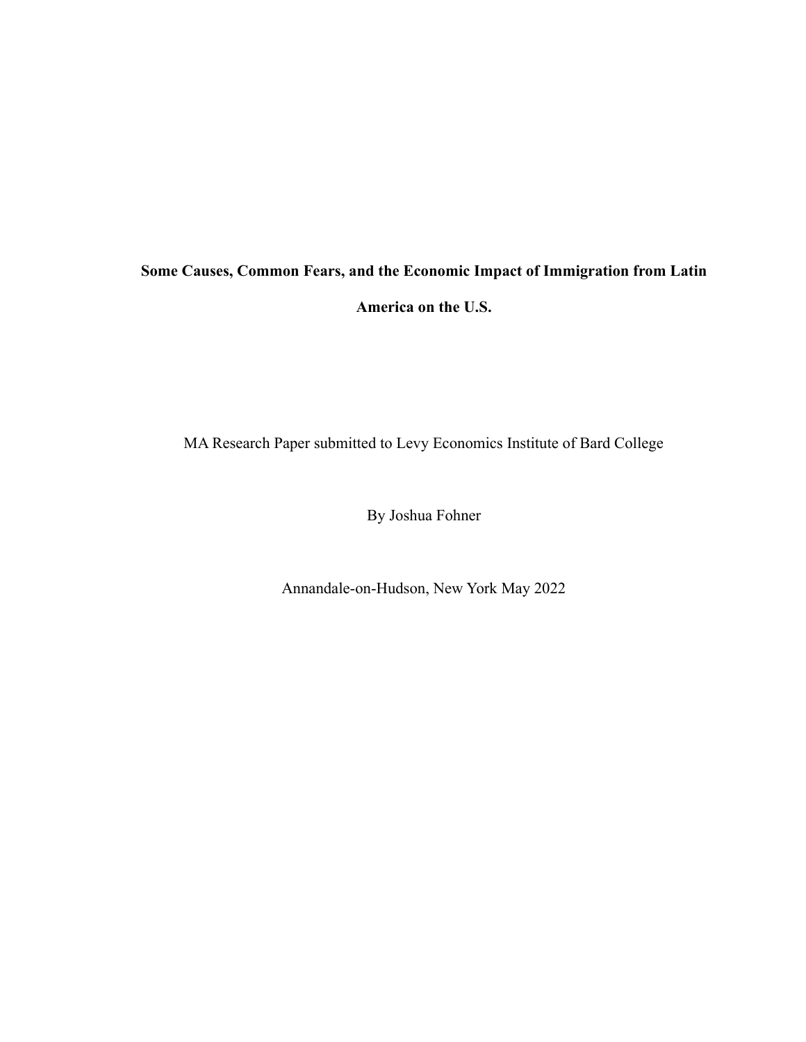# Some Causes, Common Fears, and the Economic Impact of Immigration from Latin America on the U.S.

MA Research Paper submitted to Levy Economics Institute of Bard College

By Joshua Fohner

Annandale-on-Hudson, New York May 2022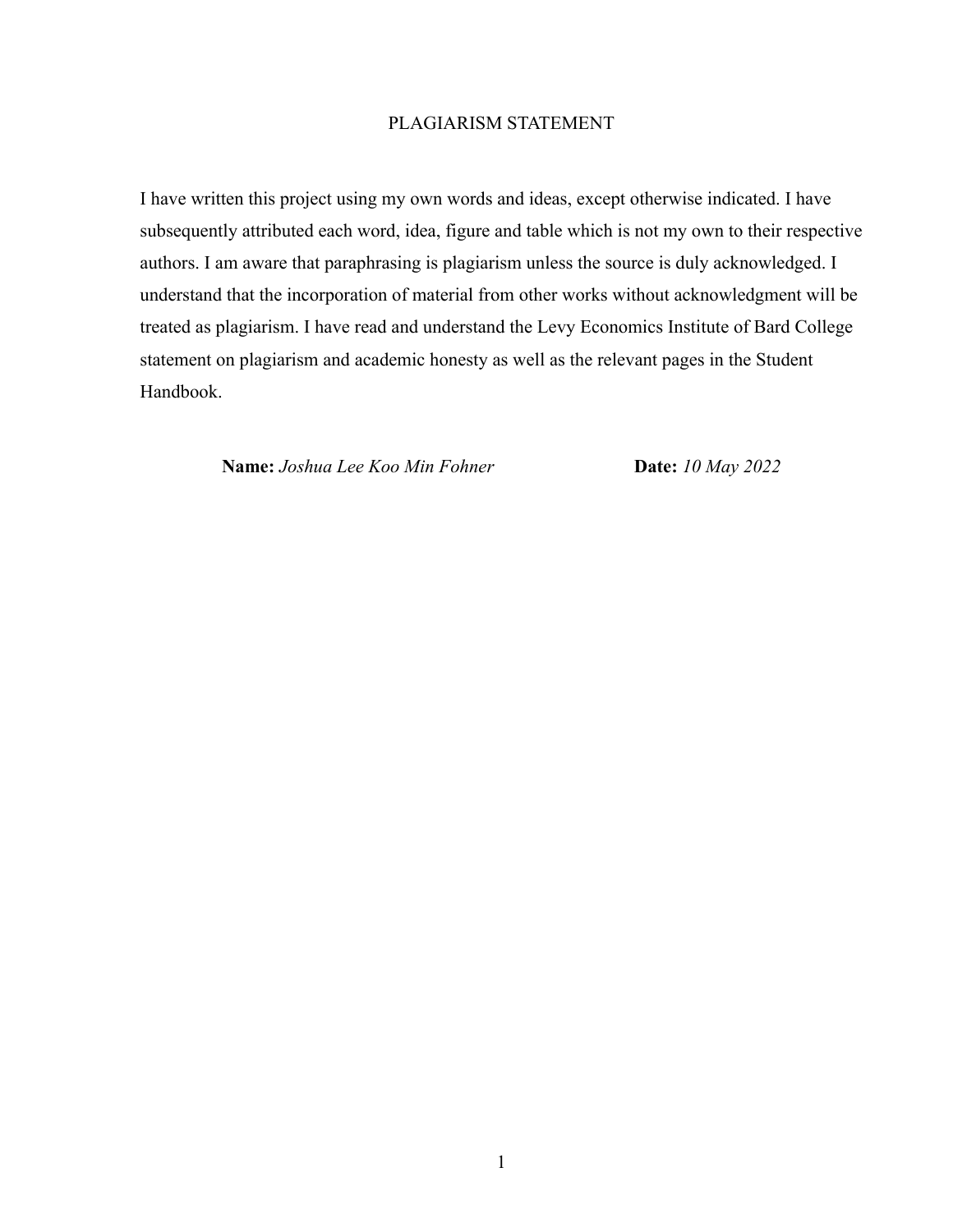# PLAGIARISM STATEMENT

I have written this project using my own words and ideas, except otherwise indicated. I have subsequently attributed each word, idea, figure and table which is not my own to their respective authors. I am aware that paraphrasing is plagiarism unless the source is duly acknowledged. I understand that the incorporation of material from other works without acknowledgment will be treated as plagiarism. I have read and understand the Levy Economics Institute of Bard College statement on plagiarism and academic honesty as well as the relevant pages in the Student Handbook.

**Name:** *Joshua Lee Koo Min Fohner* **Date:** *10 May 2022*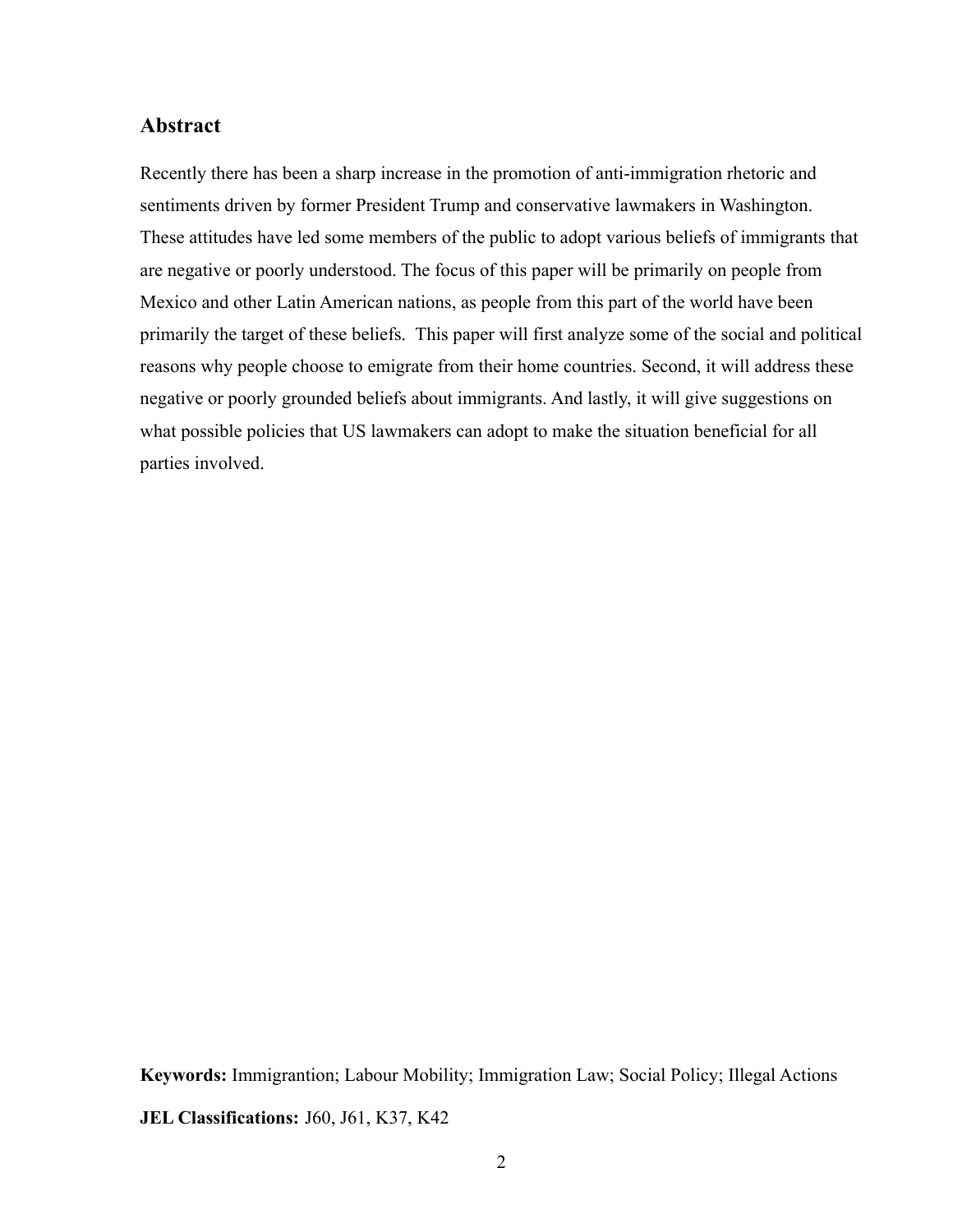## Abstract

Recently there has been a sharp increase in the promotion of anti-immigration rhetoric and sentiments driven by former President Trump and conservative lawmakers in Washington. These attitudes have led some members of the public to adopt various beliefs of immigrants that are negative or poorly understood. The focus of this paper will be primarily on people from Mexico and other Latin American nations, as people from this part of the world have been primarily the target of these beliefs. This paper will first analyze some of the social and political reasons why people choose to emigrate from their home countries. Second, it will address these negative or poorly grounded beliefs about immigrants. And lastly, it will give suggestions on what possible policies that US lawmakers can adopt to make the situation beneficial for all parties involved.

**Keywords:** Immigrantion; Labour Mobility; Immigration Law; Social Policy; Illegal Actions

**JEL Classifications:** J60, J61, K37, K42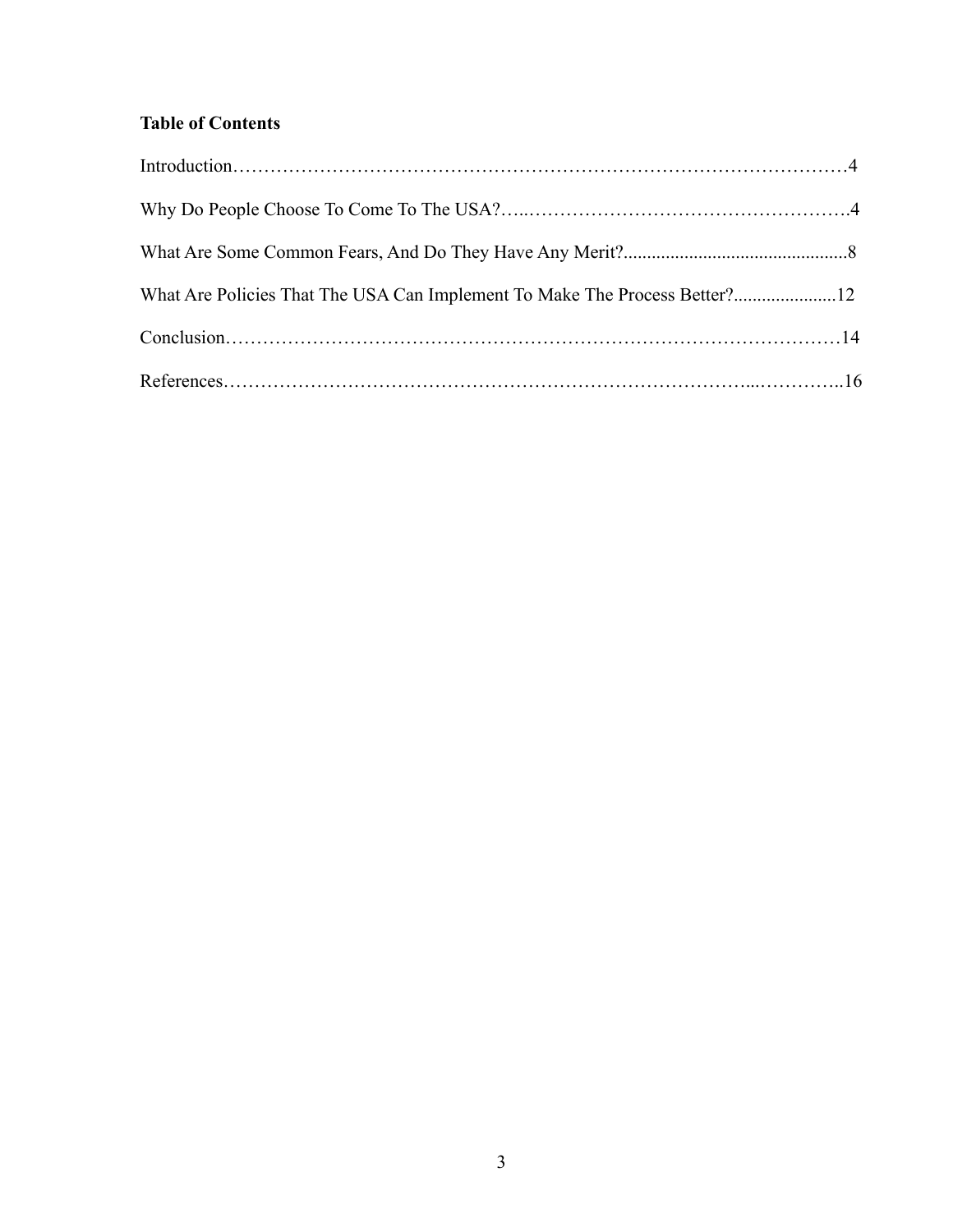**Table of Contents**

Introduction……………………………………………………………………………………4

Why Do People Choose To Come To The USA?…..…………………………………………….4

What Are Some Common Fears, And Do They Have Any Merit?................................................8

What Are Policies That The USA Can Implement To Make The Process Better?......................12

Conclusion………………………………………………………………………………………14

References…………………………………………………………………………...…………..16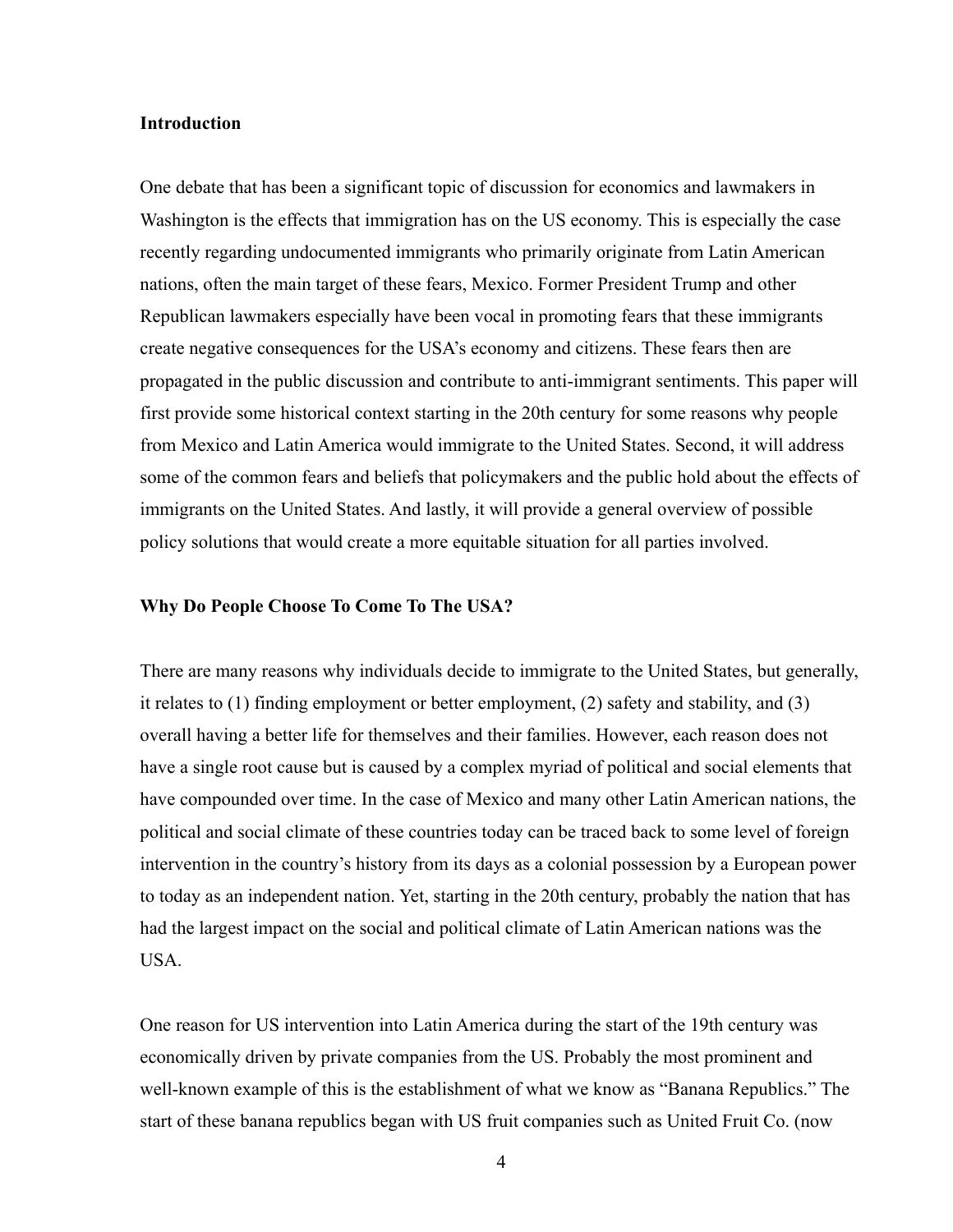**Introduction**

One debate that has been a significant topic of discussion for economics and lawmakers in Washington is the effects that immigration has on the US economy. This is especially the case recently regarding undocumented immigrants who primarily originate from Latin American nations, often the main target of these fears, Mexico. Former President Trump and other Republican lawmakers especially have been vocal in promoting fears that these immigrants create negative consequences for the USA's economy and citizens. These fears then are propagated in the public discussion and contribute to anti-immigrant sentiments. This paper will first provide some historical context starting in the 20th century for some reasons why people from Mexico and Latin America would immigrate to the United States. Second, it will address some of the common fears and beliefs that policymakers and the public hold about the effects of immigrants on the United States. And lastly, it will provide a general overview of possible policy solutions that would create a more equitable situation for all parties involved.

**Why Do People Choose To Come To The USA?**

There are many reasons why individuals decide to immigrate to the United States, but generally, it relates to (1) finding employment or better employment, (2) safety and stability, and (3) overall having a better life for themselves and their families. However, each reason does not have a single root cause but is caused by a complex myriad of political and social elements that have compounded over time. In the case of Mexico and many other Latin American nations, the political and social climate of these countries today can be traced back to some level of foreign intervention in the country's history from its days as a colonial possession by a European power to today as an independent nation. Yet, starting in the 20th century, probably the nation that has had the largest impact on the social and political climate of Latin American nations was the USA.

One reason for US intervention into Latin America during the start of the 19th century was economically driven by private companies from the US. Probably the most prominent and well-known example of this is the establishment of what we know as "Banana Republics." The start of these banana republics began with US fruit companies such as United Fruit Co. (now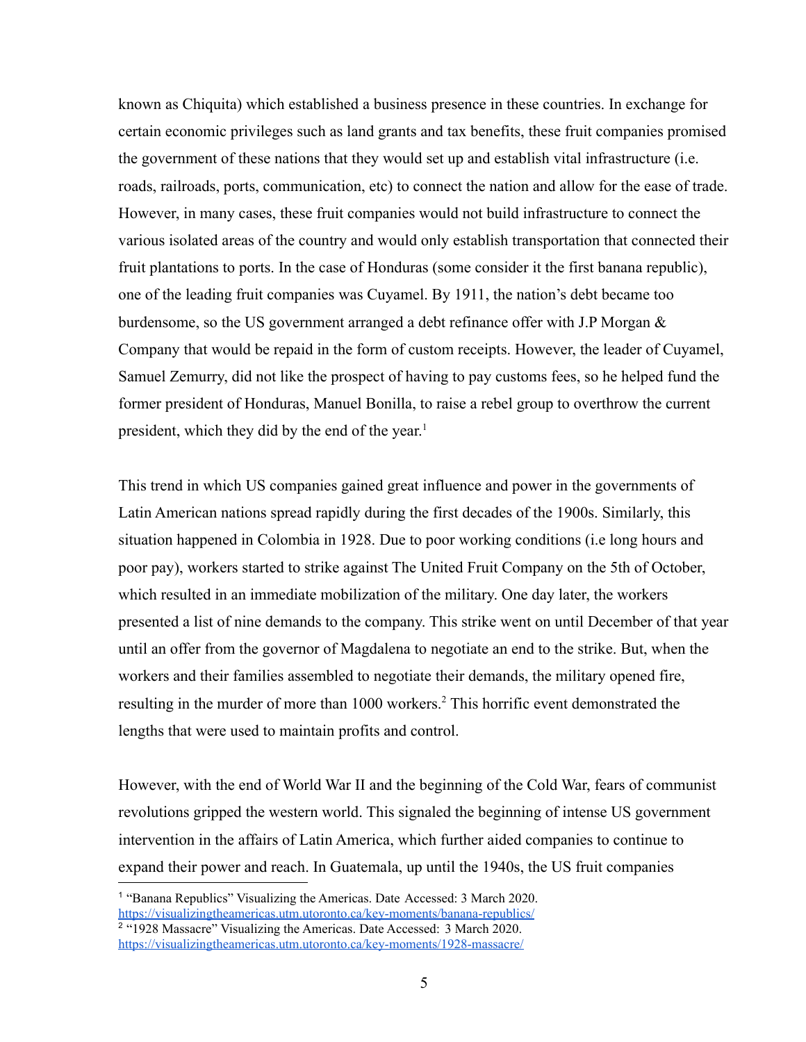known as Chiquita) which established a business presence in these countries. In exchange for certain economic privileges such as land grants and tax benefits, these fruit companies promised the government of these nations that they would set up and establish vital infrastructure (i.e. roads, railroads, ports, communication, etc) to connect the nation and allow for the ease of trade. However, in many cases, these fruit companies would not build infrastructure to connect the various isolated areas of the country and would only establish transportation that connected their fruit plantations to ports. In the case of Honduras (some consider it the first banana republic), one of the leading fruit companies was Cuyamel. By 1911, the nation's debt became too burdensome, so the US government arranged a debt refinance offer with J.P Morgan & Company that would be repaid in the form of custom receipts. However, the leader of Cuyamel, Samuel Zemurry, did not like the prospect of having to pay customs fees, so he helped fund the former president of Honduras, Manuel Bonilla, to raise a rebel group to overthrow the current president, which they did by the end of the year.[1]

This trend in which US companies gained great influence and power in the governments of Latin American nations spread rapidly during the first decades of the 1900s. Similarly, this situation happened in Colombia in 1928. Due to poor working conditions (i.e long hours and poor pay), workers started to strike against The United Fruit Company on the 5th of October, which resulted in an immediate mobilization of the military. One day later, the workers presented a list of nine demands to the company. This strike went on until December of that year until an offer from the governor of Magdalena to negotiate an end to the strike. But, when the workers and their families assembled to negotiate their demands, the military opened fire, resulting in the murder of more than 1000 workers.[2] This horrific event demonstrated the lengths that were used to maintain profits and control.

However, with the end of World War II and the beginning of the Cold War, fears of communist revolutions gripped the western world. This signaled the beginning of intense US government intervention in the affairs of Latin America, which further aided companies to continue to expand their power and reach. In Guatemala, up until the 1940s, the US fruit companies

---

[1] "Banana Republics" Visualizing the Americas. Date Accessed: 3 March 2020. https://visualizingtheamericas.utm.utoronto.ca/key-moments/banana-republics/

[2] "1928 Massacre" Visualizing the Americas. Date Accessed: 3 March 2020. https://visualizingtheamericas.utm.utoronto.ca/key-moments/1928-massacre/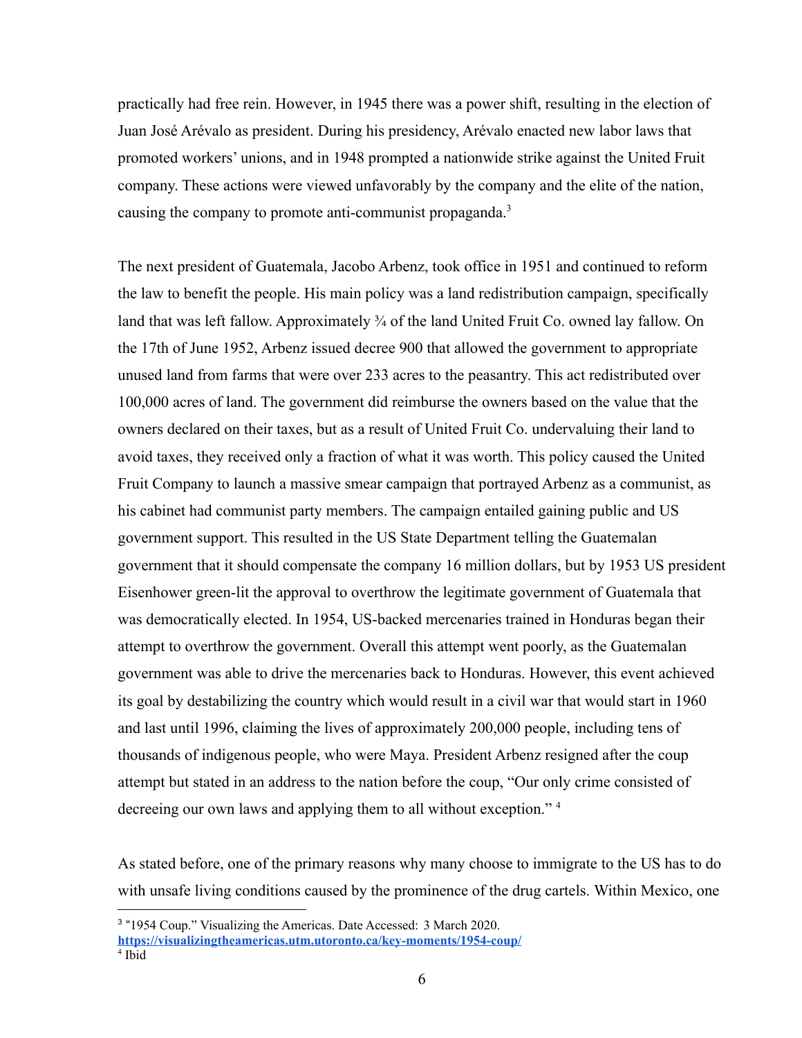practically had free rein. However, in 1945 there was a power shift, resulting in the election of Juan José Arévalo as president. During his presidency, Arévalo enacted new labor laws that promoted workers' unions, and in 1948 prompted a nationwide strike against the United Fruit company. These actions were viewed unfavorably by the company and the elite of the nation, causing the company to promote anti-communist propaganda.[3]

The next president of Guatemala, Jacobo Arbenz, took office in 1951 and continued to reform the law to benefit the people. His main policy was a land redistribution campaign, specifically land that was left fallow. Approximately ¾ of the land United Fruit Co. owned lay fallow. On the 17th of June 1952, Arbenz issued decree 900 that allowed the government to appropriate unused land from farms that were over 233 acres to the peasantry. This act redistributed over 100,000 acres of land. The government did reimburse the owners based on the value that the owners declared on their taxes, but as a result of United Fruit Co. undervaluing their land to avoid taxes, they received only a fraction of what it was worth. This policy caused the United Fruit Company to launch a massive smear campaign that portrayed Arbenz as a communist, as his cabinet had communist party members. The campaign entailed gaining public and US government support. This resulted in the US State Department telling the Guatemalan government that it should compensate the company 16 million dollars, but by 1953 US president Eisenhower green-lit the approval to overthrow the legitimate government of Guatemala that was democratically elected. In 1954, US-backed mercenaries trained in Honduras began their attempt to overthrow the government. Overall this attempt went poorly, as the Guatemalan government was able to drive the mercenaries back to Honduras. However, this event achieved its goal by destabilizing the country which would result in a civil war that would start in 1960 and last until 1996, claiming the lives of approximately 200,000 people, including tens of thousands of indigenous people, who were Maya. President Arbenz resigned after the coup attempt but stated in an address to the nation before the coup, "Our only crime consisted of decreeing our own laws and applying them to all without exception." [4]

As stated before, one of the primary reasons why many choose to immigrate to the US has to do with unsafe living conditions caused by the prominence of the drug cartels. Within Mexico, one

---

[3] "1954 Coup." Visualizing the Americas. Date Accessed: 3 March 2020. **https://visualizingtheamericas.utm.utoronto.ca/key-moments/1954-coup/**

[4] Ibid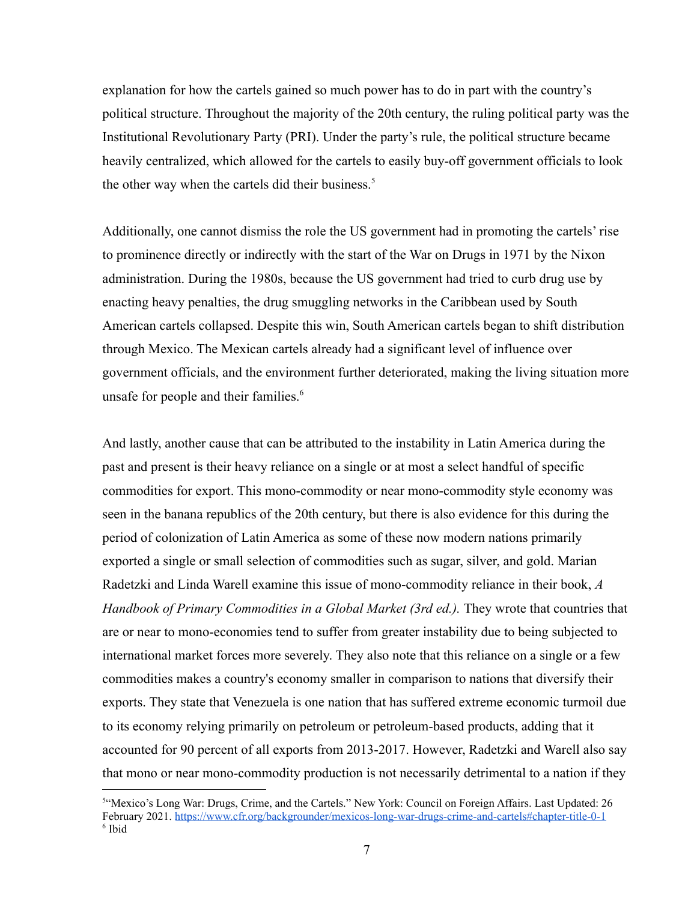explanation for how the cartels gained so much power has to do in part with the country's political structure. Throughout the majority of the 20th century, the ruling political party was the Institutional Revolutionary Party (PRI). Under the party's rule, the political structure became heavily centralized, which allowed for the cartels to easily buy-off government officials to look the other way when the cartels did their business.[5]

Additionally, one cannot dismiss the role the US government had in promoting the cartels' rise to prominence directly or indirectly with the start of the War on Drugs in 1971 by the Nixon administration. During the 1980s, because the US government had tried to curb drug use by enacting heavy penalties, the drug smuggling networks in the Caribbean used by South American cartels collapsed. Despite this win, South American cartels began to shift distribution through Mexico. The Mexican cartels already had a significant level of influence over government officials, and the environment further deteriorated, making the living situation more unsafe for people and their families.[6]

And lastly, another cause that can be attributed to the instability in Latin America during the past and present is their heavy reliance on a single or at most a select handful of specific commodities for export. This mono-commodity or near mono-commodity style economy was seen in the banana republics of the 20th century, but there is also evidence for this during the period of colonization of Latin America as some of these now modern nations primarily exported a single or small selection of commodities such as sugar, silver, and gold. Marian Radetzki and Linda Warell examine this issue of mono-commodity reliance in their book, *A Handbook of Primary Commodities in a Global Market (3rd ed.).* They wrote that countries that are or near to mono-economies tend to suffer from greater instability due to being subjected to international market forces more severely. They also note that this reliance on a single or a few commodities makes a country's economy smaller in comparison to nations that diversify their exports. They state that Venezuela is one nation that has suffered extreme economic turmoil due to its economy relying primarily on petroleum or petroleum-based products, adding that it accounted for 90 percent of all exports from 2013-2017. However, Radetzki and Warell also say that mono or near mono-commodity production is not necessarily detrimental to a nation if they

---

[5] "Mexico's Long War: Drugs, Crime, and the Cartels." New York: Council on Foreign Affairs. Last Updated: 26 February 2021. https://www.cfr.org/backgrounder/mexicos-long-war-drugs-crime-and-cartels#chapter-title-0-1

[6] Ibid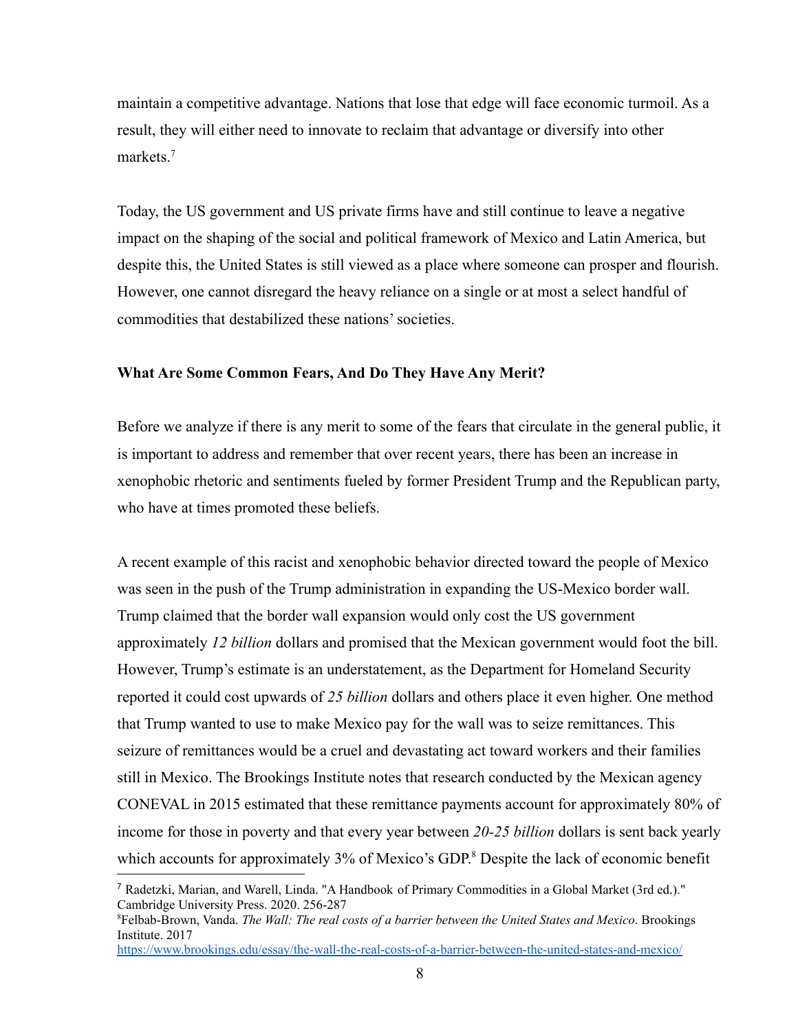maintain a competitive advantage. Nations that lose that edge will face economic turmoil. As a result, they will either need to innovate to reclaim that advantage or diversify into other markets.[7]

Today, the US government and US private firms have and still continue to leave a negative impact on the shaping of the social and political framework of Mexico and Latin America, but despite this, the United States is still viewed as a place where someone can prosper and flourish. However, one cannot disregard the heavy reliance on a single or at most a select handful of commodities that destabilized these nations' societies.

**What Are Some Common Fears, And Do They Have Any Merit?**

Before we analyze if there is any merit to some of the fears that circulate in the general public, it is important to address and remember that over recent years, there has been an increase in xenophobic rhetoric and sentiments fueled by former President Trump and the Republican party, who have at times promoted these beliefs.

A recent example of this racist and xenophobic behavior directed toward the people of Mexico was seen in the push of the Trump administration in expanding the US-Mexico border wall. Trump claimed that the border wall expansion would only cost the US government approximately *12 billion* dollars and promised that the Mexican government would foot the bill. However, Trump's estimate is an understatement, as the Department for Homeland Security reported it could cost upwards of *25 billion* dollars and others place it even higher. One method that Trump wanted to use to make Mexico pay for the wall was to seize remittances. This seizure of remittances would be a cruel and devastating act toward workers and their families still in Mexico. The Brookings Institute notes that research conducted by the Mexican agency CONEVAL in 2015 estimated that these remittance payments account for approximately 80% of income for those in poverty and that every year between *20-25 billion* dollars is sent back yearly which accounts for approximately 3% of Mexico's GDP.[8] Despite the lack of economic benefit

---

[7] Radetzki, Marian, and Warell, Linda. "A Handbook of Primary Commodities in a Global Market (3rd ed.)." Cambridge University Press. 2020. 256-287

[8] Felbab-Brown, Vanda. *The Wall: The real costs of a barrier between the United States and Mexico*. Brookings Institute. 2017 https://www.brookings.edu/essay/the-wall-the-real-costs-of-a-barrier-between-the-united-states-and-mexico/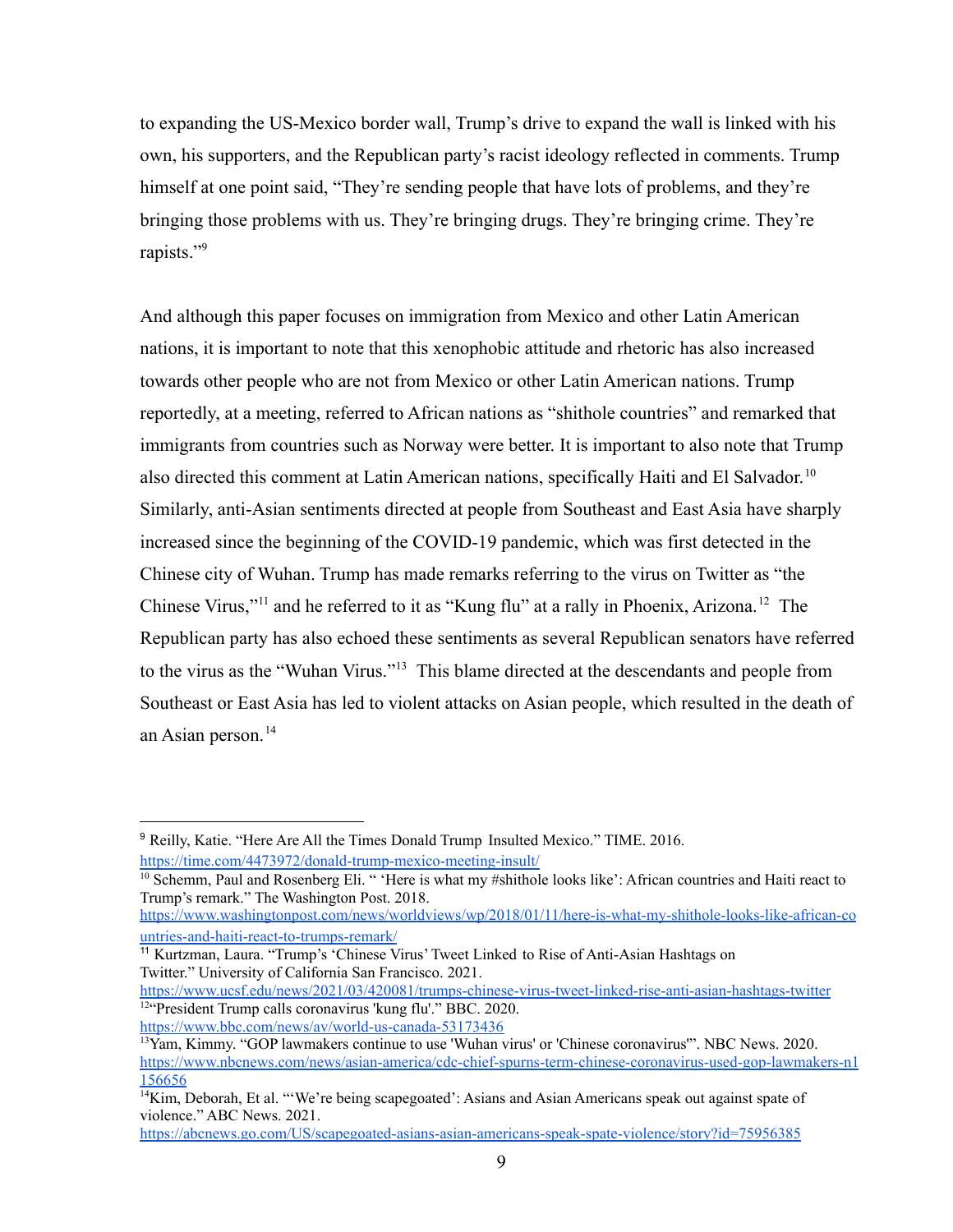to expanding the US-Mexico border wall, Trump's drive to expand the wall is linked with his own, his supporters, and the Republican party's racist ideology reflected in comments. Trump himself at one point said, "They're sending people that have lots of problems, and they're bringing those problems with us. They're bringing drugs. They're bringing crime. They're rapists."[9]

And although this paper focuses on immigration from Mexico and other Latin American nations, it is important to note that this xenophobic attitude and rhetoric has also increased towards other people who are not from Mexico or other Latin American nations. Trump reportedly, at a meeting, referred to African nations as "shithole countries" and remarked that immigrants from countries such as Norway were better. It is important to also note that Trump also directed this comment at Latin American nations, specifically Haiti and El Salvador.[10] Similarly, anti-Asian sentiments directed at people from Southeast and East Asia have sharply increased since the beginning of the COVID-19 pandemic, which was first detected in the Chinese city of Wuhan. Trump has made remarks referring to the virus on Twitter as "the Chinese Virus,"[11] and he referred to it as "Kung flu" at a rally in Phoenix, Arizona.[12] The Republican party has also echoed these sentiments as several Republican senators have referred to the virus as the "Wuhan Virus."[13] This blame directed at the descendants and people from Southeast or East Asia has led to violent attacks on Asian people, which resulted in the death of an Asian person.[14]

---

[9] Reilly, Katie. "Here Are All the Times Donald Trump Insulted Mexico." TIME. 2016. https://time.com/4473972/donald-trump-mexico-meeting-insult/

[10] Schemm, Paul and Rosenberg Eli. " 'Here is what my #shithole looks like': African countries and Haiti react to Trump's remark." The Washington Post. 2018. https://www.washingtonpost.com/news/worldviews/wp/2018/01/11/here-is-what-my-shithole-looks-like-african-countries-and-haiti-react-to-trumps-remark/

[11] Kurtzman, Laura. "Trump's 'Chinese Virus' Tweet Linked to Rise of Anti-Asian Hashtags on Twitter." University of California San Francisco. 2021. https://www.ucsf.edu/news/2021/03/420081/trumps-chinese-virus-tweet-linked-rise-anti-asian-hashtags-twitter

[12] "President Trump calls coronavirus 'kung flu'." BBC. 2020. https://www.bbc.com/news/av/world-us-canada-53173436

[13] Yam, Kimmy. "GOP lawmakers continue to use 'Wuhan virus' or 'Chinese coronavirus'". NBC News. 2020. https://www.nbcnews.com/news/asian-america/cdc-chief-spurns-term-chinese-coronavirus-used-gop-lawmakers-n1156656

[14] Kim, Deborah, Et al. "'We're being scapegoated': Asians and Asian Americans speak out against spate of violence." ABC News. 2021. https://abcnews.go.com/US/scapegoated-asians-asian-americans-speak-spate-violence/story?id=75956385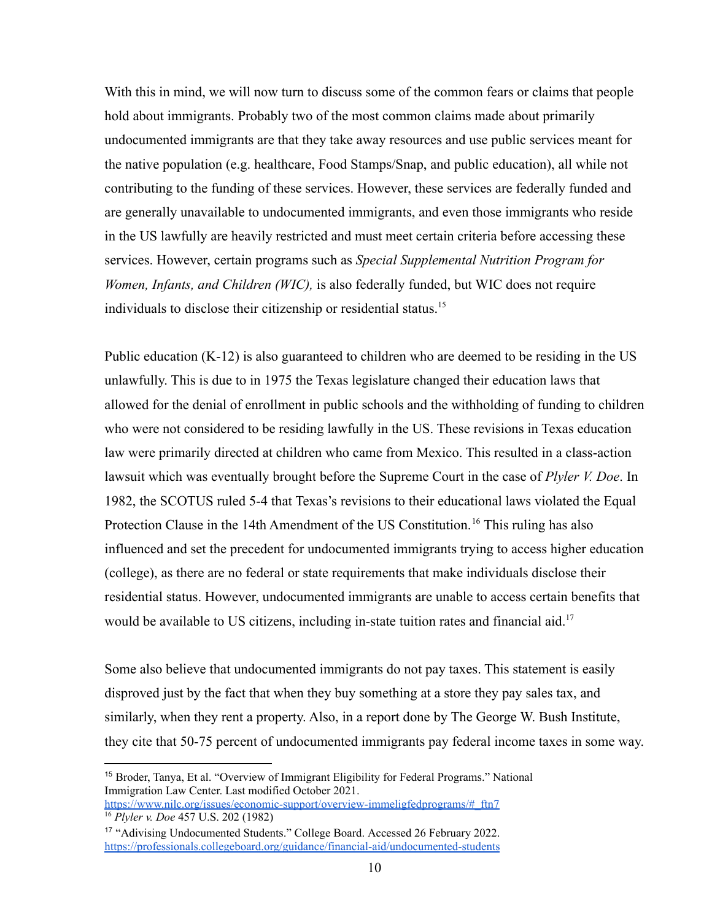With this in mind, we will now turn to discuss some of the common fears or claims that people hold about immigrants. Probably two of the most common claims made about primarily undocumented immigrants are that they take away resources and use public services meant for the native population (e.g. healthcare, Food Stamps/Snap, and public education), all while not contributing to the funding of these services. However, these services are federally funded and are generally unavailable to undocumented immigrants, and even those immigrants who reside in the US lawfully are heavily restricted and must meet certain criteria before accessing these services. However, certain programs such as *Special Supplemental Nutrition Program for Women, Infants, and Children (WIC),* is also federally funded, but WIC does not require individuals to disclose their citizenship or residential status.[15]

Public education (K-12) is also guaranteed to children who are deemed to be residing in the US unlawfully. This is due to in 1975 the Texas legislature changed their education laws that allowed for the denial of enrollment in public schools and the withholding of funding to children who were not considered to be residing lawfully in the US. These revisions in Texas education law were primarily directed at children who came from Mexico. This resulted in a class-action lawsuit which was eventually brought before the Supreme Court in the case of *Plyler V. Doe*. In 1982, the SCOTUS ruled 5-4 that Texas's revisions to their educational laws violated the Equal Protection Clause in the 14th Amendment of the US Constitution.[16] This ruling has also influenced and set the precedent for undocumented immigrants trying to access higher education (college), as there are no federal or state requirements that make individuals disclose their residential status. However, undocumented immigrants are unable to access certain benefits that would be available to US citizens, including in-state tuition rates and financial aid.[17]

Some also believe that undocumented immigrants do not pay taxes. This statement is easily disproved just by the fact that when they buy something at a store they pay sales tax, and similarly, when they rent a property. Also, in a report done by The George W. Bush Institute, they cite that 50-75 percent of undocumented immigrants pay federal income taxes in some way.

---

[15] Broder, Tanya, Et al. "Overview of Immigrant Eligibility for Federal Programs." National Immigration Law Center. Last modified October 2021. https://www.nilc.org/issues/economic-support/overview-immeligfedprograms/#_ftn7

[16] *Plyler v. Doe* 457 U.S. 202 (1982)

[17] "Adivising Undocumented Students." College Board. Accessed 26 February 2022. https://professionals.collegeboard.org/guidance/financial-aid/undocumented-students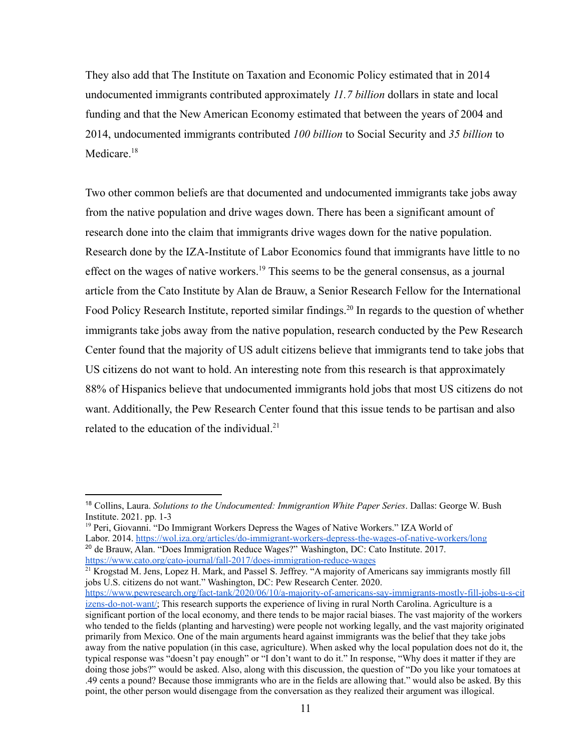They also add that The Institute on Taxation and Economic Policy estimated that in 2014 undocumented immigrants contributed approximately *11.7 billion* dollars in state and local funding and that the New American Economy estimated that between the years of 2004 and 2014, undocumented immigrants contributed *100 billion* to Social Security and *35 billion* to Medicare.[18]

Two other common beliefs are that documented and undocumented immigrants take jobs away from the native population and drive wages down. There has been a significant amount of research done into the claim that immigrants drive wages down for the native population. Research done by the IZA-Institute of Labor Economics found that immigrants have little to no effect on the wages of native workers.[19] This seems to be the general consensus, as a journal article from the Cato Institute by Alan de Brauw, a Senior Research Fellow for the International Food Policy Research Institute, reported similar findings.[20] In regards to the question of whether immigrants take jobs away from the native population, research conducted by the Pew Research Center found that the majority of US adult citizens believe that immigrants tend to take jobs that US citizens do not want to hold. An interesting note from this research is that approximately 88% of Hispanics believe that undocumented immigrants hold jobs that most US citizens do not want. Additionally, the Pew Research Center found that this issue tends to be partisan and also related to the education of the individual.[21]

---

[18] Collins, Laura. *Solutions to the Undocumented: Immigrantion White Paper Series*. Dallas: George W. Bush Institute. 2021. pp. 1-3

[19] Peri, Giovanni. "Do Immigrant Workers Depress the Wages of Native Workers." IZA World of Labor. 2014. https://wol.iza.org/articles/do-immigrant-workers-depress-the-wages-of-native-workers/long

[20] de Brauw, Alan. "Does Immigration Reduce Wages?" Washington, DC: Cato Institute. 2017. https://www.cato.org/cato-journal/fall-2017/does-immigration-reduce-wages

[21] Krogstad M. Jens, Lopez H. Mark, and Passel S. Jeffrey. "A majority of Americans say immigrants mostly fill jobs U.S. citizens do not want." Washington, DC: Pew Research Center. 2020. https://www.pewresearch.org/fact-tank/2020/06/10/a-majority-of-americans-say-immigrants-mostly-fill-jobs-u-s-citizens-do-not-want/; This research supports the experience of living in rural North Carolina. Agriculture is a significant portion of the local economy, and there tends to be major racial biases. The vast majority of the workers who tended to the fields (planting and harvesting) were people not working legally, and the vast majority originated primarily from Mexico. One of the main arguments heard against immigrants was the belief that they take jobs away from the native population (in this case, agriculture). When asked why the local population does not do it, the typical response was "doesn't pay enough" or "I don't want to do it." In response, "Why does it matter if they are doing those jobs?" would be asked. Also, along with this discussion, the question of "Do you like your tomatoes at .49 cents a pound? Because those immigrants who are in the fields are allowing that." would also be asked. By this point, the other person would disengage from the conversation as they realized their argument was illogical.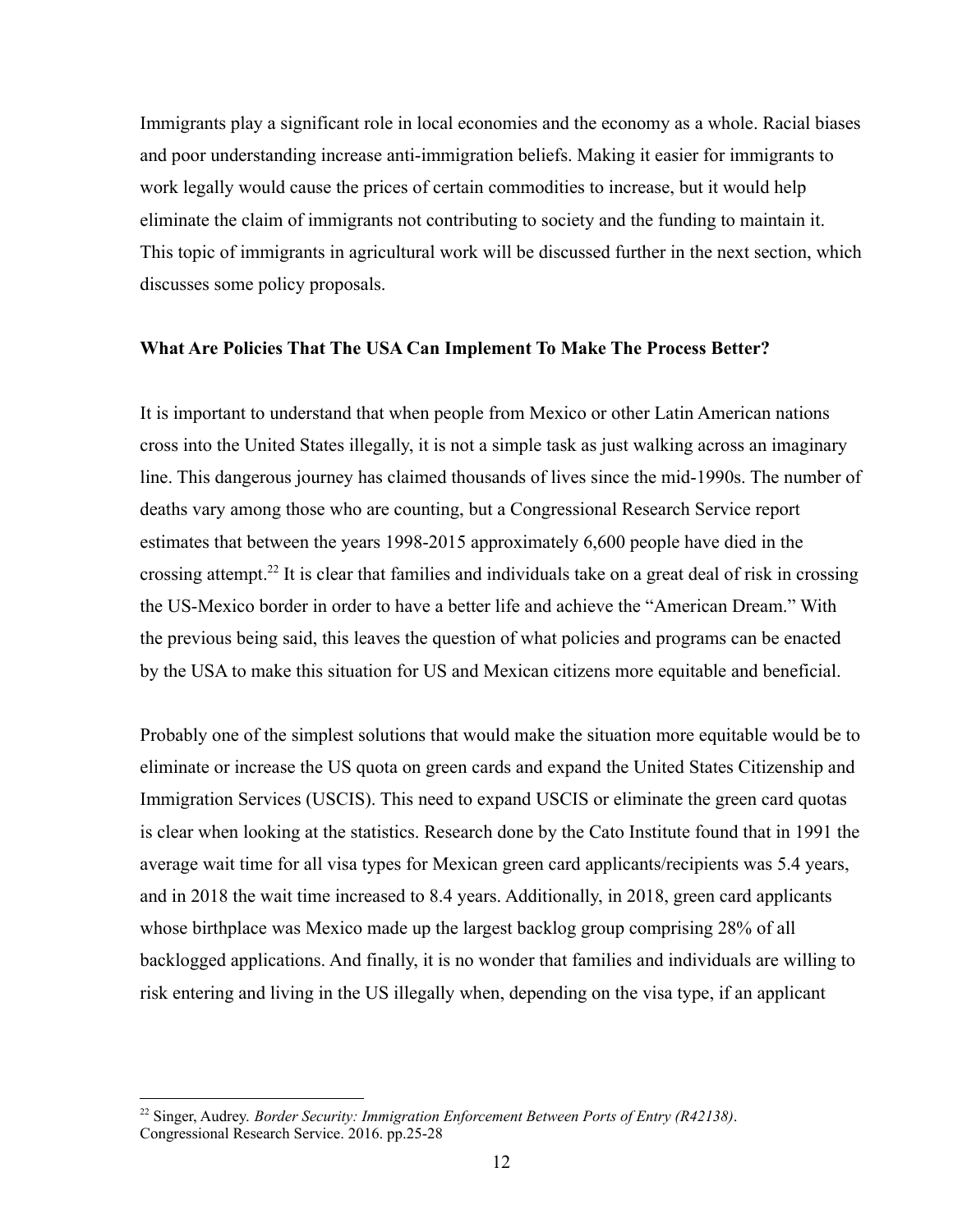Immigrants play a significant role in local economies and the economy as a whole. Racial biases and poor understanding increase anti-immigration beliefs. Making it easier for immigrants to work legally would cause the prices of certain commodities to increase, but it would help eliminate the claim of immigrants not contributing to society and the funding to maintain it. This topic of immigrants in agricultural work will be discussed further in the next section, which discusses some policy proposals.

**What Are Policies That The USA Can Implement To Make The Process Better?**

It is important to understand that when people from Mexico or other Latin American nations cross into the United States illegally, it is not a simple task as just walking across an imaginary line. This dangerous journey has claimed thousands of lives since the mid-1990s. The number of deaths vary among those who are counting, but a Congressional Research Service report estimates that between the years 1998-2015 approximately 6,600 people have died in the crossing attempt.[22] It is clear that families and individuals take on a great deal of risk in crossing the US-Mexico border in order to have a better life and achieve the "American Dream." With the previous being said, this leaves the question of what policies and programs can be enacted by the USA to make this situation for US and Mexican citizens more equitable and beneficial.

Probably one of the simplest solutions that would make the situation more equitable would be to eliminate or increase the US quota on green cards and expand the United States Citizenship and Immigration Services (USCIS). This need to expand USCIS or eliminate the green card quotas is clear when looking at the statistics. Research done by the Cato Institute found that in 1991 the average wait time for all visa types for Mexican green card applicants/recipients was 5.4 years, and in 2018 the wait time increased to 8.4 years. Additionally, in 2018, green card applicants whose birthplace was Mexico made up the largest backlog group comprising 28% of all backlogged applications. And finally, it is no wonder that families and individuals are willing to risk entering and living in the US illegally when, depending on the visa type, if an applicant

---

[22] Singer, Audrey. *Border Security: Immigration Enforcement Between Ports of Entry (R42138)*. Congressional Research Service. 2016. pp.25-28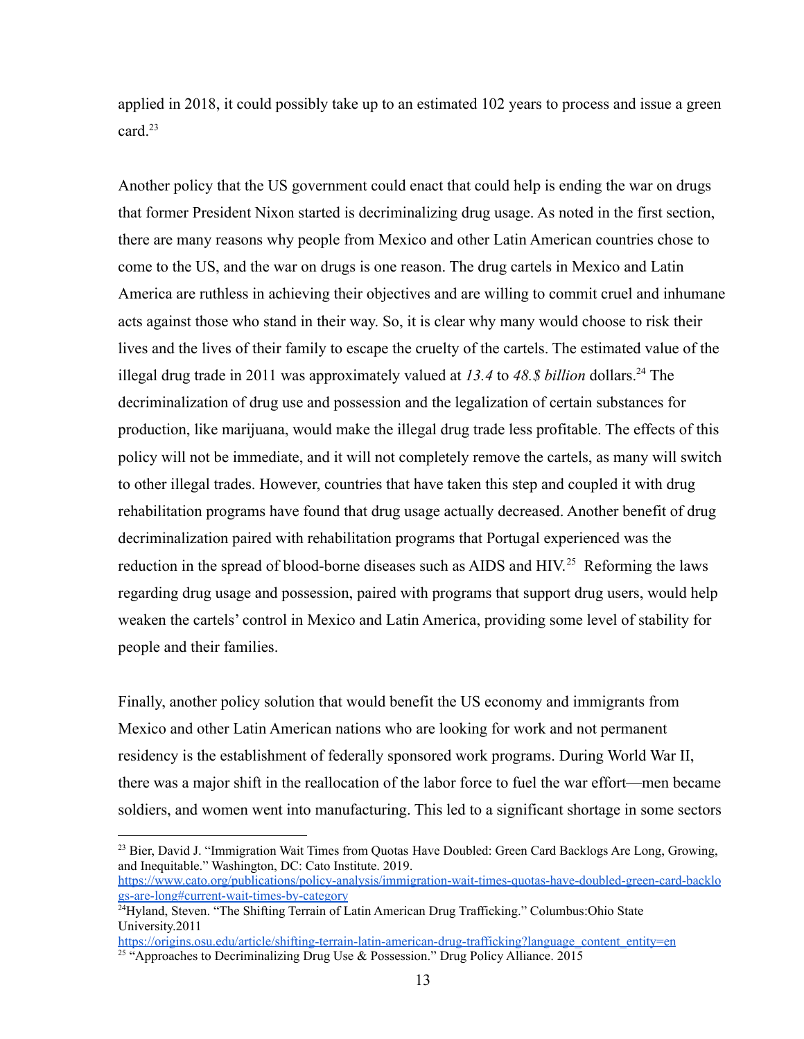applied in 2018, it could possibly take up to an estimated 102 years to process and issue a green card.[23]

Another policy that the US government could enact that could help is ending the war on drugs that former President Nixon started is decriminalizing drug usage. As noted in the first section, there are many reasons why people from Mexico and other Latin American countries chose to come to the US, and the war on drugs is one reason. The drug cartels in Mexico and Latin America are ruthless in achieving their objectives and are willing to commit cruel and inhumane acts against those who stand in their way. So, it is clear why many would choose to risk their lives and the lives of their family to escape the cruelty of the cartels. The estimated value of the illegal drug trade in 2011 was approximately valued at *13.4* to *48.$ billion* dollars.[24] The decriminalization of drug use and possession and the legalization of certain substances for production, like marijuana, would make the illegal drug trade less profitable. The effects of this policy will not be immediate, and it will not completely remove the cartels, as many will switch to other illegal trades. However, countries that have taken this step and coupled it with drug rehabilitation programs have found that drug usage actually decreased. Another benefit of drug decriminalization paired with rehabilitation programs that Portugal experienced was the reduction in the spread of blood-borne diseases such as AIDS and HIV.[25] Reforming the laws regarding drug usage and possession, paired with programs that support drug users, would help weaken the cartels' control in Mexico and Latin America, providing some level of stability for people and their families.

Finally, another policy solution that would benefit the US economy and immigrants from Mexico and other Latin American nations who are looking for work and not permanent residency is the establishment of federally sponsored work programs. During World War II, there was a major shift in the reallocation of the labor force to fuel the war effort—men became soldiers, and women went into manufacturing. This led to a significant shortage in some sectors

---

[23] Bier, David J. "Immigration Wait Times from Quotas Have Doubled: Green Card Backlogs Are Long, Growing, and Inequitable." Washington, DC: Cato Institute. 2019. https://www.cato.org/publications/policy-analysis/immigration-wait-times-quotas-have-doubled-green-card-backlogs-are-long#current-wait-times-by-category

[24] Hyland, Steven. "The Shifting Terrain of Latin American Drug Trafficking." Columbus:Ohio State University.2011 https://origins.osu.edu/article/shifting-terrain-latin-american-drug-trafficking?language_content_entity=en

[25] "Approaches to Decriminalizing Drug Use & Possession." Drug Policy Alliance. 2015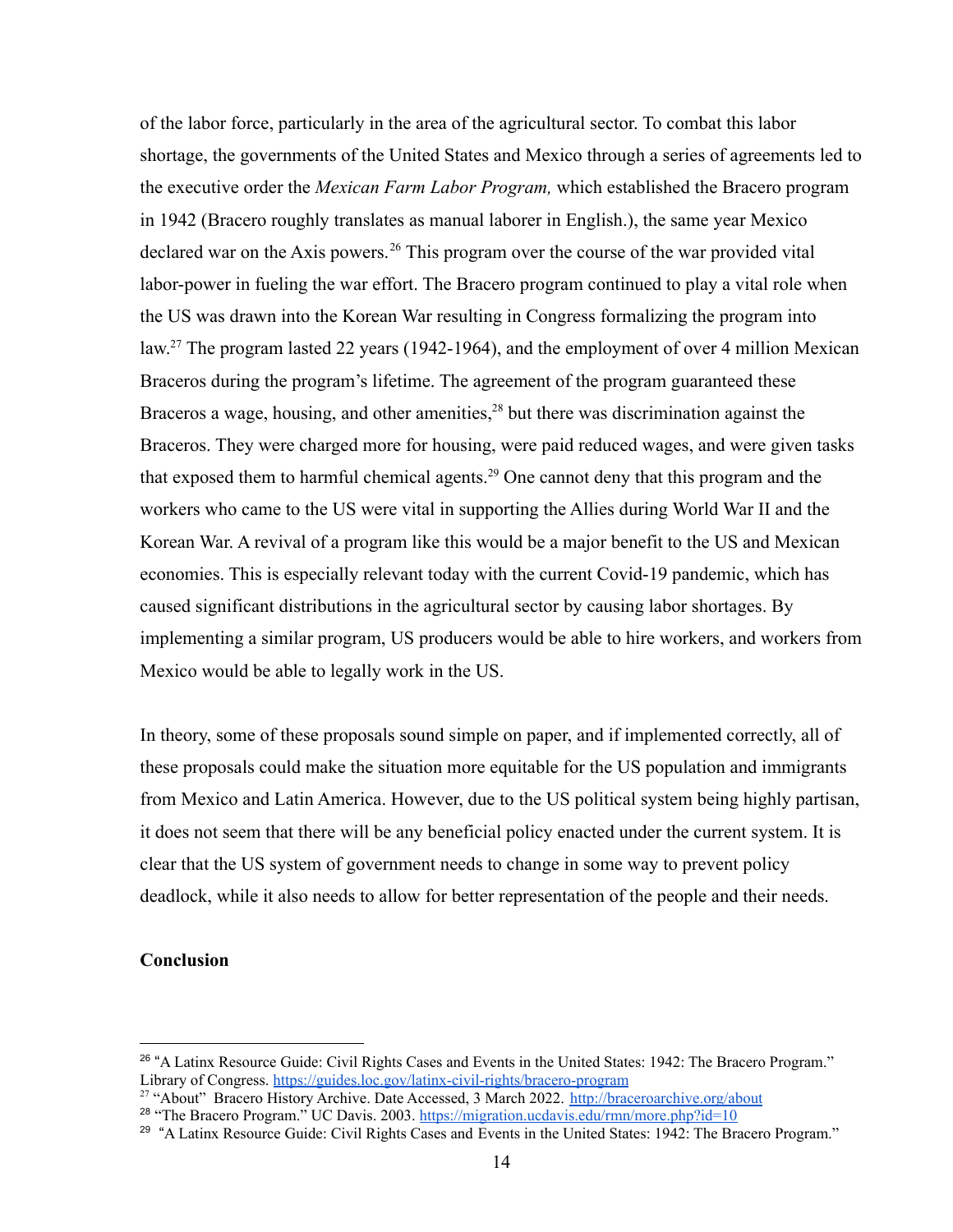of the labor force, particularly in the area of the agricultural sector. To combat this labor shortage, the governments of the United States and Mexico through a series of agreements led to the executive order the *Mexican Farm Labor Program,* which established the Bracero program in 1942 (Bracero roughly translates as manual laborer in English.), the same year Mexico declared war on the Axis powers.[26] This program over the course of the war provided vital labor-power in fueling the war effort. The Bracero program continued to play a vital role when the US was drawn into the Korean War resulting in Congress formalizing the program into law.[27] The program lasted 22 years (1942-1964), and the employment of over 4 million Mexican Braceros during the program's lifetime. The agreement of the program guaranteed these Braceros a wage, housing, and other amenities,[28] but there was discrimination against the Braceros. They were charged more for housing, were paid reduced wages, and were given tasks that exposed them to harmful chemical agents.[29] One cannot deny that this program and the workers who came to the US were vital in supporting the Allies during World War II and the Korean War. A revival of a program like this would be a major benefit to the US and Mexican economies. This is especially relevant today with the current Covid-19 pandemic, which has caused significant distributions in the agricultural sector by causing labor shortages. By implementing a similar program, US producers would be able to hire workers, and workers from Mexico would be able to legally work in the US.

In theory, some of these proposals sound simple on paper, and if implemented correctly, all of these proposals could make the situation more equitable for the US population and immigrants from Mexico and Latin America. However, due to the US political system being highly partisan, it does not seem that there will be any beneficial policy enacted under the current system. It is clear that the US system of government needs to change in some way to prevent policy deadlock, while it also needs to allow for better representation of the people and their needs.

**Conclusion**

---

[26] "A Latinx Resource Guide: Civil Rights Cases and Events in the United States: 1942: The Bracero Program." Library of Congress. https://guides.loc.gov/latinx-civil-rights/bracero-program

[27] "About" Bracero History Archive. Date Accessed, 3 March 2022. http://braceroarchive.org/about

[28] "The Bracero Program." UC Davis. 2003. https://migration.ucdavis.edu/rmn/more.php?id=10

[29] "A Latinx Resource Guide: Civil Rights Cases and Events in the United States: 1942: The Bracero Program."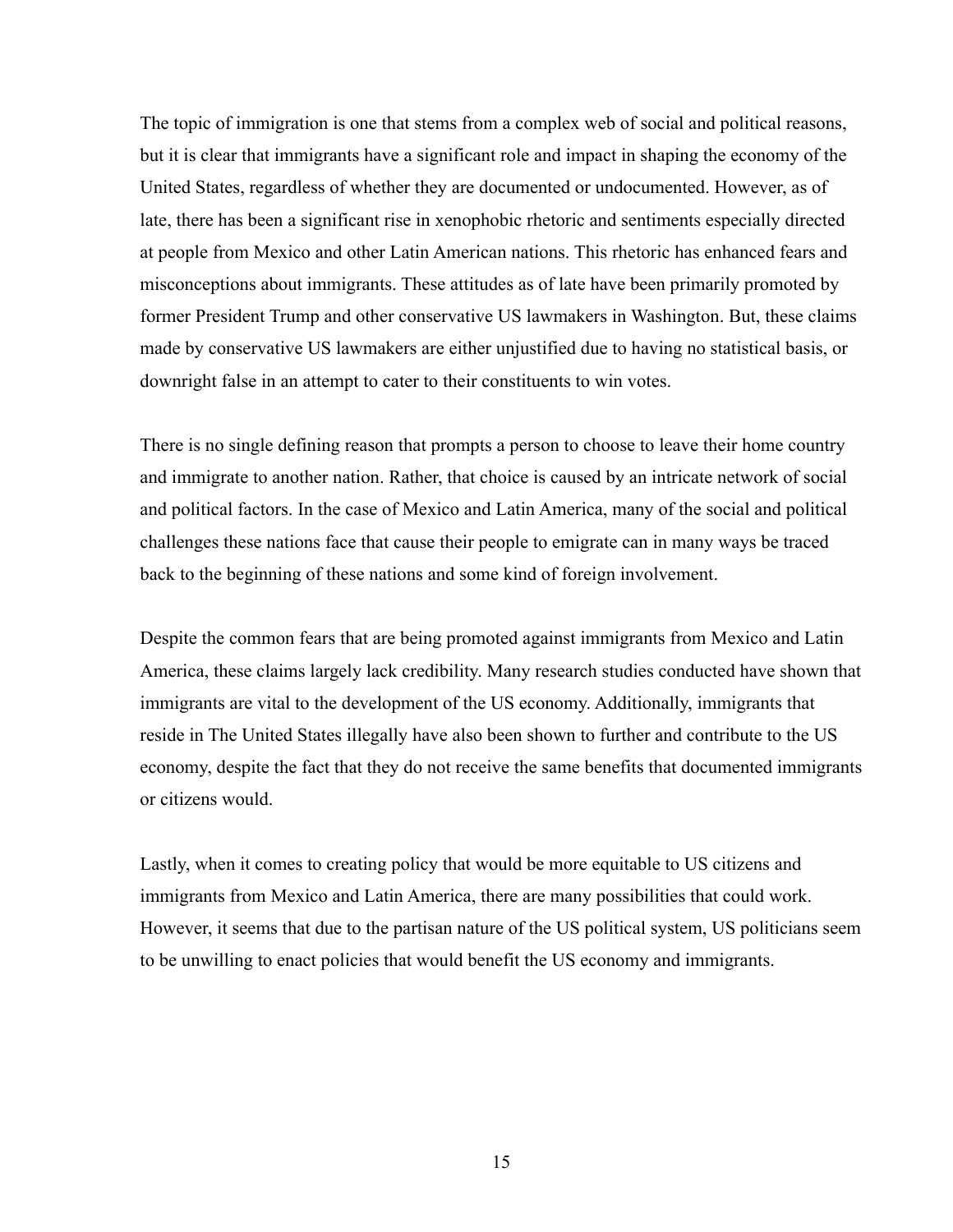The topic of immigration is one that stems from a complex web of social and political reasons, but it is clear that immigrants have a significant role and impact in shaping the economy of the United States, regardless of whether they are documented or undocumented. However, as of late, there has been a significant rise in xenophobic rhetoric and sentiments especially directed at people from Mexico and other Latin American nations. This rhetoric has enhanced fears and misconceptions about immigrants. These attitudes as of late have been primarily promoted by former President Trump and other conservative US lawmakers in Washington. But, these claims made by conservative US lawmakers are either unjustified due to having no statistical basis, or downright false in an attempt to cater to their constituents to win votes.

There is no single defining reason that prompts a person to choose to leave their home country and immigrate to another nation. Rather, that choice is caused by an intricate network of social and political factors. In the case of Mexico and Latin America, many of the social and political challenges these nations face that cause their people to emigrate can in many ways be traced back to the beginning of these nations and some kind of foreign involvement.

Despite the common fears that are being promoted against immigrants from Mexico and Latin America, these claims largely lack credibility. Many research studies conducted have shown that immigrants are vital to the development of the US economy. Additionally, immigrants that reside in The United States illegally have also been shown to further and contribute to the US economy, despite the fact that they do not receive the same benefits that documented immigrants or citizens would.

Lastly, when it comes to creating policy that would be more equitable to US citizens and immigrants from Mexico and Latin America, there are many possibilities that could work. However, it seems that due to the partisan nature of the US political system, US politicians seem to be unwilling to enact policies that would benefit the US economy and immigrants.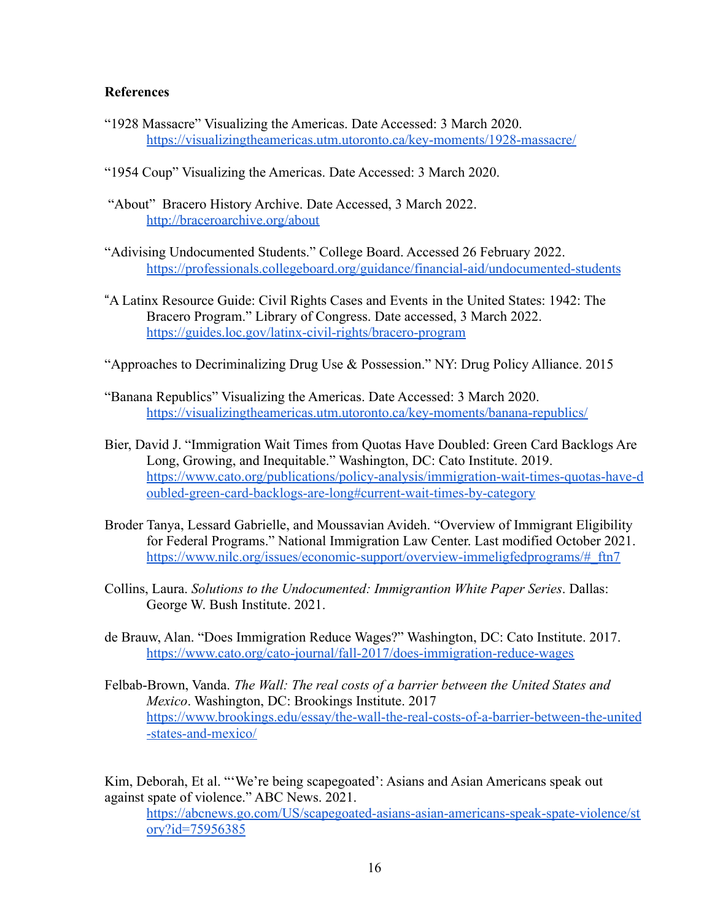**References**

"1928 Massacre" Visualizing the Americas. Date Accessed: 3 March 2020. https://visualizingtheamericas.utm.utoronto.ca/key-moments/1928-massacre/

"1954 Coup" Visualizing the Americas. Date Accessed: 3 March 2020.

"About" Bracero History Archive. Date Accessed, 3 March 2022. http://braceroarchive.org/about

"Adivising Undocumented Students." College Board. Accessed 26 February 2022. https://professionals.collegeboard.org/guidance/financial-aid/undocumented-students

"A Latinx Resource Guide: Civil Rights Cases and Events in the United States: 1942: The Bracero Program." Library of Congress. Date accessed, 3 March 2022. https://guides.loc.gov/latinx-civil-rights/bracero-program

"Approaches to Decriminalizing Drug Use & Possession." NY: Drug Policy Alliance. 2015

"Banana Republics" Visualizing the Americas. Date Accessed: 3 March 2020. https://visualizingtheamericas.utm.utoronto.ca/key-moments/banana-republics/

Bier, David J. "Immigration Wait Times from Quotas Have Doubled: Green Card Backlogs Are Long, Growing, and Inequitable." Washington, DC: Cato Institute. 2019. https://www.cato.org/publications/policy-analysis/immigration-wait-times-quotas-have-doubled-green-card-backlogs-are-long#current-wait-times-by-category

Broder Tanya, Lessard Gabrielle, and Moussavian Avideh. "Overview of Immigrant Eligibility for Federal Programs." National Immigration Law Center. Last modified October 2021. https://www.nilc.org/issues/economic-support/overview-immeligfedprograms/#_ftn7

Collins, Laura. *Solutions to the Undocumented: Immigrantion White Paper Series*. Dallas: George W. Bush Institute. 2021.

de Brauw, Alan. "Does Immigration Reduce Wages?" Washington, DC: Cato Institute. 2017. https://www.cato.org/cato-journal/fall-2017/does-immigration-reduce-wages

Felbab-Brown, Vanda. *The Wall: The real costs of a barrier between the United States and Mexico*. Washington, DC: Brookings Institute. 2017 https://www.brookings.edu/essay/the-wall-the-real-costs-of-a-barrier-between-the-united-states-and-mexico/

Kim, Deborah, Et al. "'We're being scapegoated': Asians and Asian Americans speak out against spate of violence." ABC News. 2021. https://abcnews.go.com/US/scapegoated-asians-asian-americans-speak-spate-violence/story?id=75956385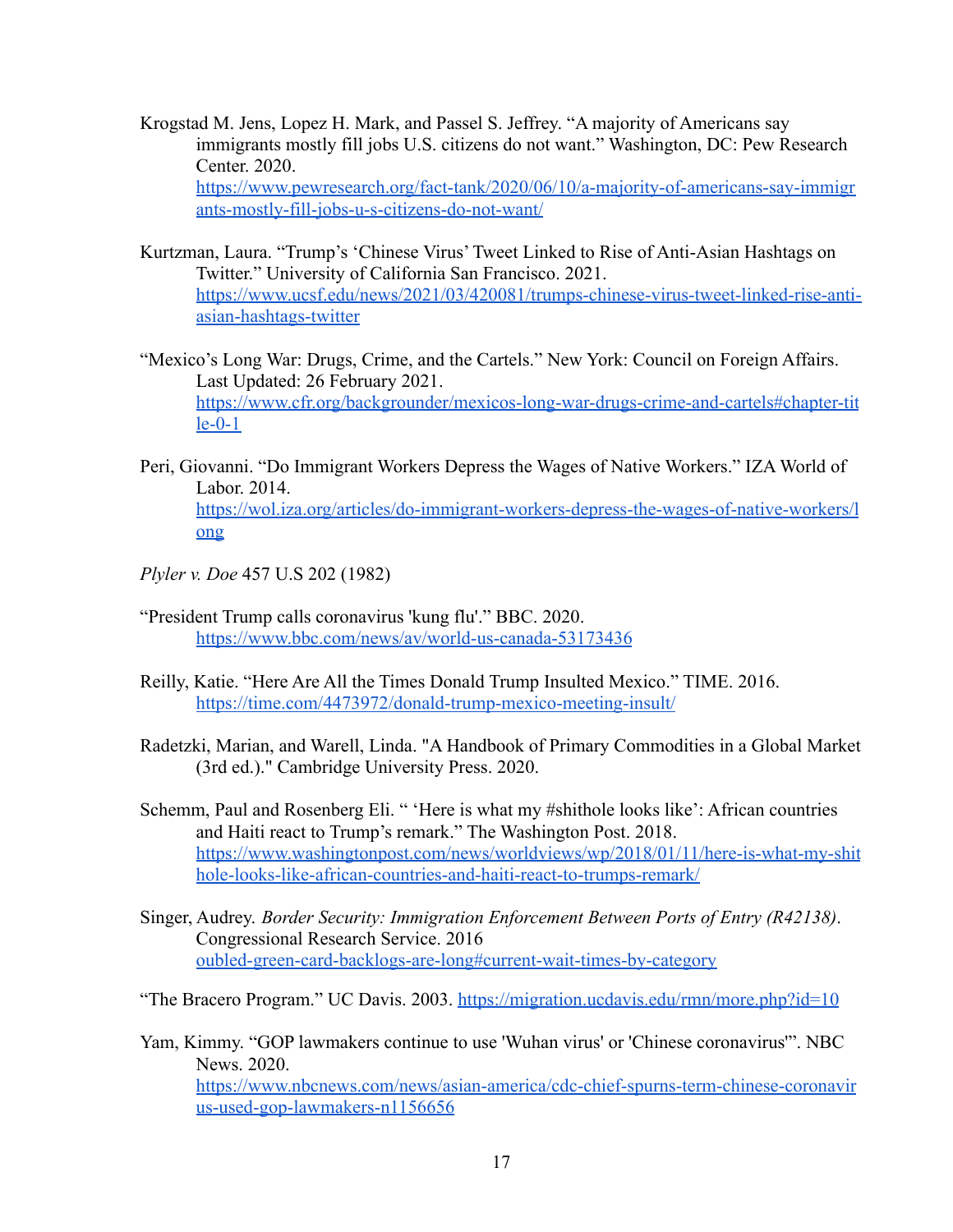Krogstad M. Jens, Lopez H. Mark, and Passel S. Jeffrey. "A majority of Americans say immigrants mostly fill jobs U.S. citizens do not want." Washington, DC: Pew Research Center. 2020. https://www.pewresearch.org/fact-tank/2020/06/10/a-majority-of-americans-say-immigrants-mostly-fill-jobs-u-s-citizens-do-not-want/

Kurtzman, Laura. "Trump's 'Chinese Virus' Tweet Linked to Rise of Anti-Asian Hashtags on Twitter." University of California San Francisco. 2021. https://www.ucsf.edu/news/2021/03/420081/trumps-chinese-virus-tweet-linked-rise-anti-asian-hashtags-twitter

"Mexico's Long War: Drugs, Crime, and the Cartels." New York: Council on Foreign Affairs. Last Updated: 26 February 2021. https://www.cfr.org/backgrounder/mexicos-long-war-drugs-crime-and-cartels#chapter-title-0-1

Peri, Giovanni. "Do Immigrant Workers Depress the Wages of Native Workers." IZA World of Labor. 2014. https://wol.iza.org/articles/do-immigrant-workers-depress-the-wages-of-native-workers/long

*Plyler v. Doe* 457 U.S 202 (1982)

"President Trump calls coronavirus 'kung flu'." BBC. 2020. https://www.bbc.com/news/av/world-us-canada-53173436

Reilly, Katie. "Here Are All the Times Donald Trump Insulted Mexico." TIME. 2016. https://time.com/4473972/donald-trump-mexico-meeting-insult/

Radetzki, Marian, and Warell, Linda. "A Handbook of Primary Commodities in a Global Market (3rd ed.)." Cambridge University Press. 2020.

Schemm, Paul and Rosenberg Eli. " 'Here is what my #shithole looks like': African countries and Haiti react to Trump's remark." The Washington Post. 2018. https://www.washingtonpost.com/news/worldviews/wp/2018/01/11/here-is-what-my-shithole-looks-like-african-countries-and-haiti-react-to-trumps-remark/

Singer, Audrey. *Border Security: Immigration Enforcement Between Ports of Entry (R42138)*. Congressional Research Service. 2016 oubled-green-card-backlogs-are-long#current-wait-times-by-category

"The Bracero Program." UC Davis. 2003. https://migration.ucdavis.edu/rmn/more.php?id=10

Yam, Kimmy. "GOP lawmakers continue to use 'Wuhan virus' or 'Chinese coronavirus'". NBC News. 2020. https://www.nbcnews.com/news/asian-america/cdc-chief-spurns-term-chinese-coronavirus-used-gop-lawmakers-n1156656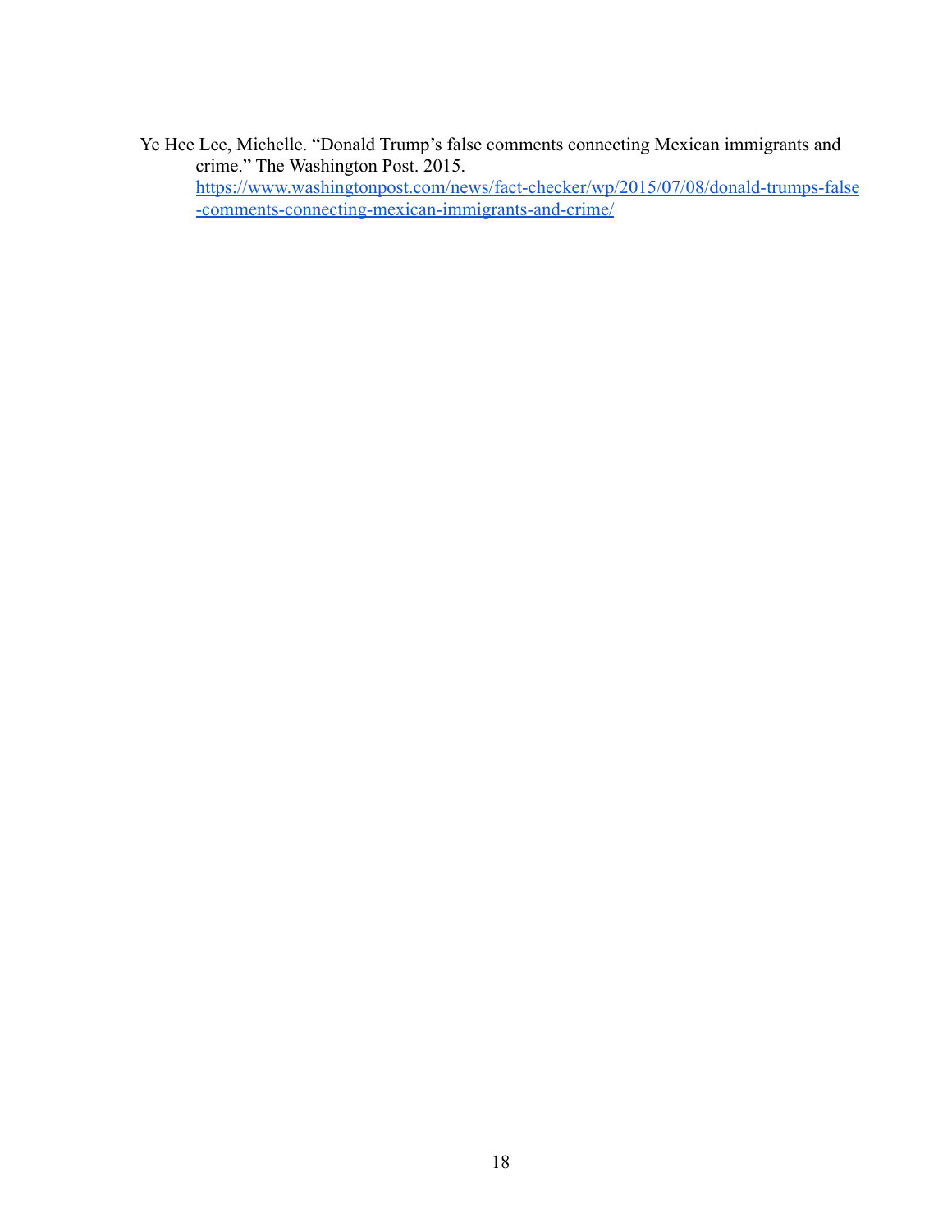Ye Hee Lee, Michelle. "Donald Trump's false comments connecting Mexican immigrants and crime." The Washington Post. 2015. https://www.washingtonpost.com/news/fact-checker/wp/2015/07/08/donald-trumps-false-comments-connecting-mexican-immigrants-and-crime/